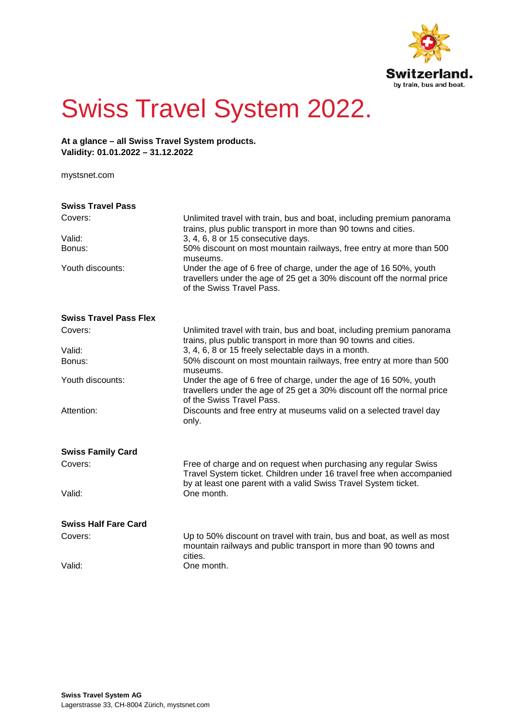Switzerland.
by train, bus and boat.

# Swiss Travel System 2022.

**At a glance – all Swiss Travel System products.**
**Validity: 01.01.2022 – 31.12.2022**

mystsnet.com

## Swiss Travel Pass

| | |
|---|---|
| Covers: | Unlimited travel with train, bus and boat, including premium panorama trains, plus public transport in more than 90 towns and cities. |
| Valid: | 3, 4, 6, 8 or 15 consecutive days. |
| Bonus: | 50% discount on most mountain railways, free entry at more than 500 museums. |
| Youth discounts: | Under the age of 6 free of charge, under the age of 16 50%, youth travellers under the age of 25 get a 30% discount off the normal price of the Swiss Travel Pass. |

## Swiss Travel Pass Flex

| | |
|---|---|
| Covers: | Unlimited travel with train, bus and boat, including premium panorama trains, plus public transport in more than 90 towns and cities. |
| Valid: | 3, 4, 6, 8 or 15 freely selectable days in a month. |
| Bonus: | 50% discount on most mountain railways, free entry at more than 500 museums. |
| Youth discounts: | Under the age of 6 free of charge, under the age of 16 50%, youth travellers under the age of 25 get a 30% discount off the normal price of the Swiss Travel Pass. |
| Attention: | Discounts and free entry at museums valid on a selected travel day only. |

## Swiss Family Card

| | |
|---|---|
| Covers: | Free of charge and on request when purchasing any regular Swiss Travel System ticket. Children under 16 travel free when accompanied by at least one parent with a valid Swiss Travel System ticket. |
| Valid: | One month. |

## Swiss Half Fare Card

| | |
|---|---|
| Covers: | Up to 50% discount on travel with train, bus and boat, as well as most mountain railways and public transport in more than 90 towns and cities. |
| Valid: | One month. |

**Swiss Travel System AG**
Lagerstrasse 33, CH-8004 Zürich, mystsnet.com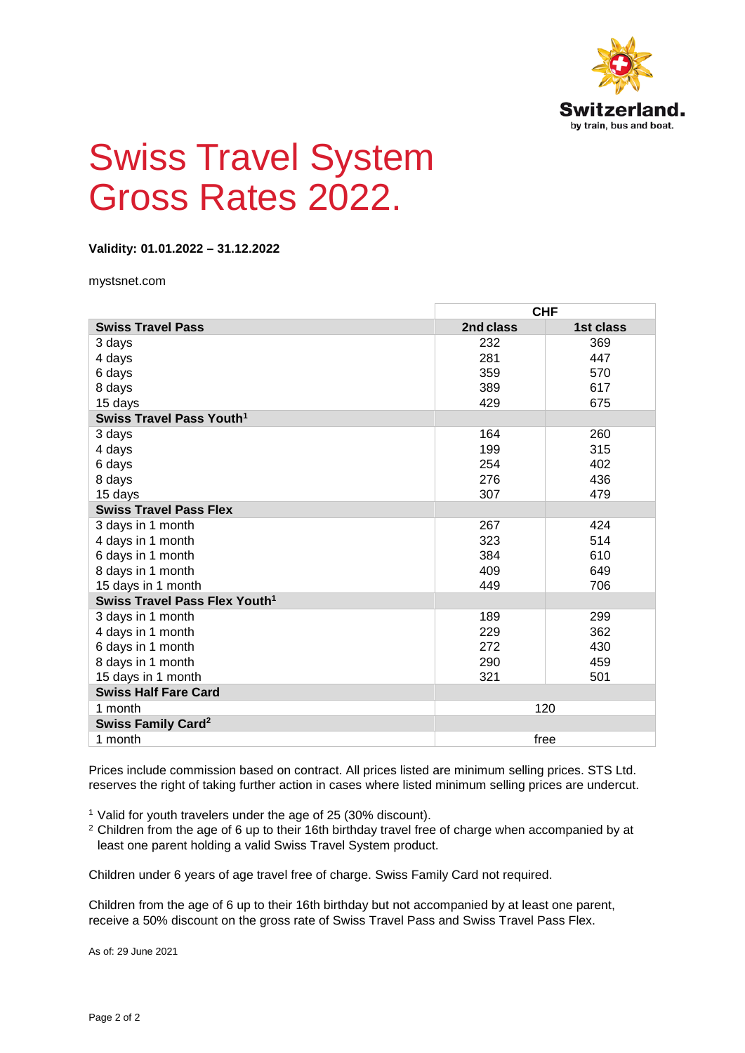Switzerland. by train, bus and boat.

# Swiss Travel System Gross Rates 2022.

**Validity: 01.01.2022 – 31.12.2022**

mystsnet.com

| | CHF | |
|---|---|---|
| **Swiss Travel Pass** | **2nd class** | **1st class** |
| 3 days | 232 | 369 |
| 4 days | 281 | 447 |
| 6 days | 359 | 570 |
| 8 days | 389 | 617 |
| 15 days | 429 | 675 |
| **Swiss Travel Pass Youth[1]** | | |
| 3 days | 164 | 260 |
| 4 days | 199 | 315 |
| 6 days | 254 | 402 |
| 8 days | 276 | 436 |
| 15 days | 307 | 479 |
| **Swiss Travel Pass Flex** | | |
| 3 days in 1 month | 267 | 424 |
| 4 days in 1 month | 323 | 514 |
| 6 days in 1 month | 384 | 610 |
| 8 days in 1 month | 409 | 649 |
| 15 days in 1 month | 449 | 706 |
| **Swiss Travel Pass Flex Youth[1]** | | |
| 3 days in 1 month | 189 | 299 |
| 4 days in 1 month | 229 | 362 |
| 6 days in 1 month | 272 | 430 |
| 8 days in 1 month | 290 | 459 |
| 15 days in 1 month | 321 | 501 |
| **Swiss Half Fare Card** | | |
| 1 month | 120 | |
| **Swiss Family Card[2]** | | |
| 1 month | free | |

Prices include commission based on contract. All prices listed are minimum selling prices. STS Ltd. reserves the right of taking further action in cases where listed minimum selling prices are undercut.

[1] Valid for youth travelers under the age of 25 (30% discount).
[2] Children from the age of 6 up to their 16th birthday travel free of charge when accompanied by at least one parent holding a valid Swiss Travel System product.

Children under 6 years of age travel free of charge. Swiss Family Card not required.

Children from the age of 6 up to their 16th birthday but not accompanied by at least one parent, receive a 50% discount on the gross rate of Swiss Travel Pass and Swiss Travel Pass Flex.

As of: 29 June 2021